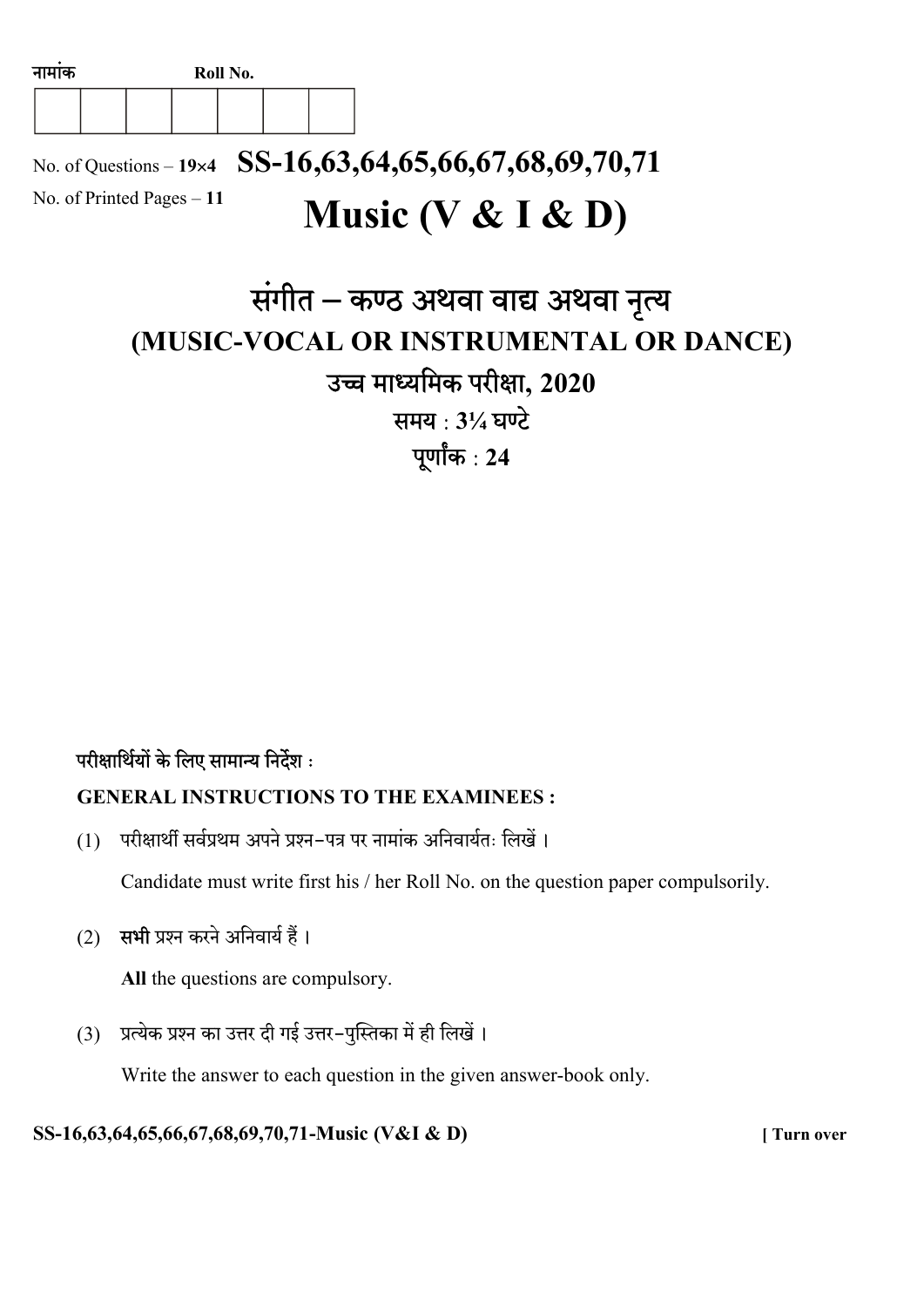नामांक Roll No.

| | | | | | | |
|---|---|---|---|---|---|---|
| | | | | | | |

No. of Questions – **19×4** **SS-16,63,64,65,66,67,68,69,70,71**

No. of Printed Pages – **11**

# Music (V & I & D)

## संगीत – कण्ठ अथवा वाद्य अथवा नृत्य

## (MUSIC-VOCAL OR INSTRUMENTAL OR DANCE)

## उच्च माध्यमिक परीक्षा, 2020

**समय : 3¼ घण्टे**

**पूर्णांक : 24**

**परीक्षार्थियों के लिए सामान्य निर्देश :**

**GENERAL INSTRUCTIONS TO THE EXAMINEES :**

(1) परीक्षार्थी सर्वप्रथम अपने प्रश्न-पत्र पर नामांक अनिवार्यतः लिखें ।

Candidate must write first his / her Roll No. on the question paper compulsorily.

(2) **सभी** प्रश्न करने अनिवार्य हैं ।

**All** the questions are compulsory.

(3) प्रत्येक प्रश्न का उत्तर दी गई उत्तर-पुस्तिका में ही लिखें ।

Write the answer to each question in the given answer-book only.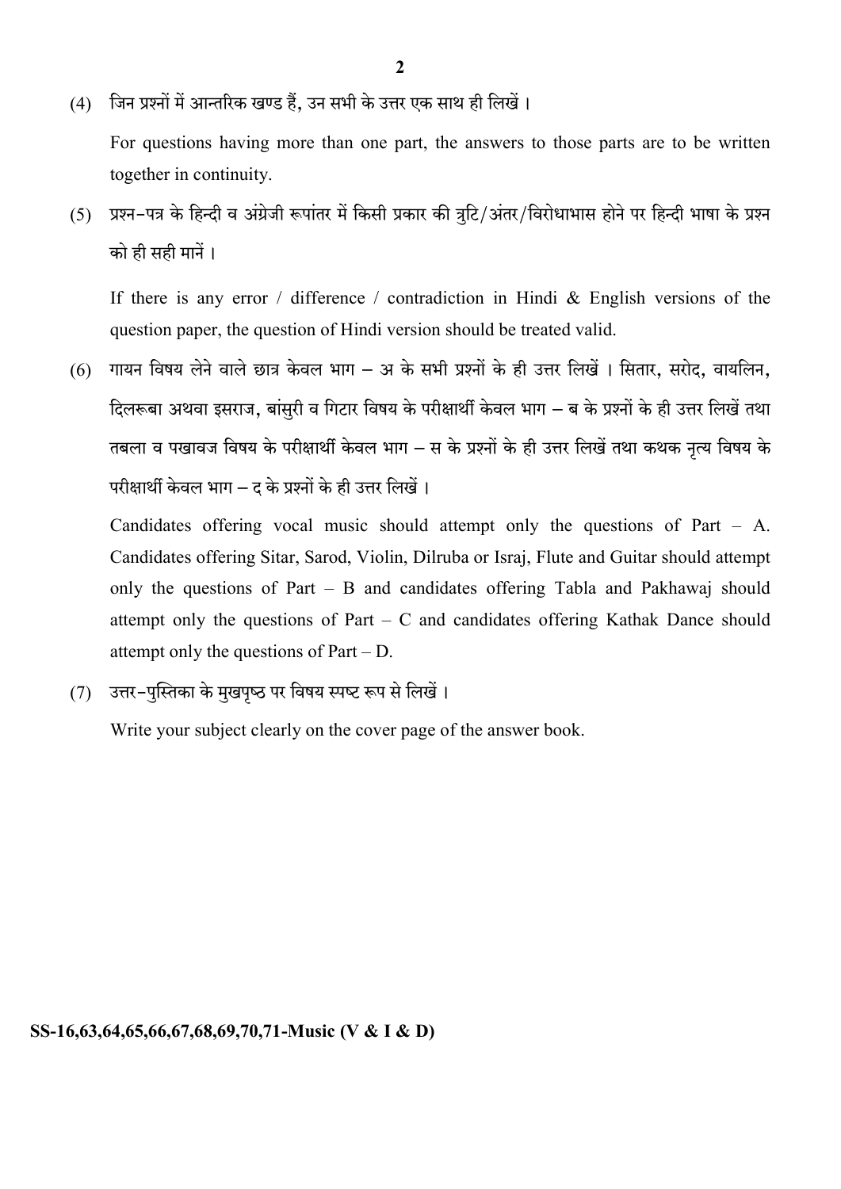(4) जिन प्रश्नों में आन्तरिक खण्ड हैं, उन सभी के उत्तर एक साथ ही लिखें।

For questions having more than one part, the answers to those parts are to be written together in continuity.

(5) प्रश्न-पत्र के हिन्दी व अंग्रेजी रूपांतर में किसी प्रकार की त्रुटि/अंतर/विरोधाभास होने पर हिन्दी भाषा के प्रश्न को ही सही मानें।

If there is any error / difference / contradiction in Hindi & English versions of the question paper, the question of Hindi version should be treated valid.

(6) गायन विषय लेने वाले छात्र केवल भाग – अ के सभी प्रश्नों के ही उत्तर लिखें। सितार, सरोद, वायलिन, दिलरूबा अथवा इसराज, बांसुरी व गिटार विषय के परीक्षार्थी केवल भाग – ब के प्रश्नों के ही उत्तर लिखें तथा तबला व पखावज विषय के परीक्षार्थी केवल भाग – स के प्रश्नों के ही उत्तर लिखें तथा कथक नृत्य विषय के परीक्षार्थी केवल भाग – द के प्रश्नों के ही उत्तर लिखें।

Candidates offering vocal music should attempt only the questions of Part – A. Candidates offering Sitar, Sarod, Violin, Dilruba or Israj, Flute and Guitar should attempt only the questions of Part – B and candidates offering Tabla and Pakhawaj should attempt only the questions of Part – C and candidates offering Kathak Dance should attempt only the questions of Part – D.

(7) उत्तर-पुस्तिका के मुखपृष्ठ पर विषय स्पष्ट रूप से लिखें।

Write your subject clearly on the cover page of the answer book.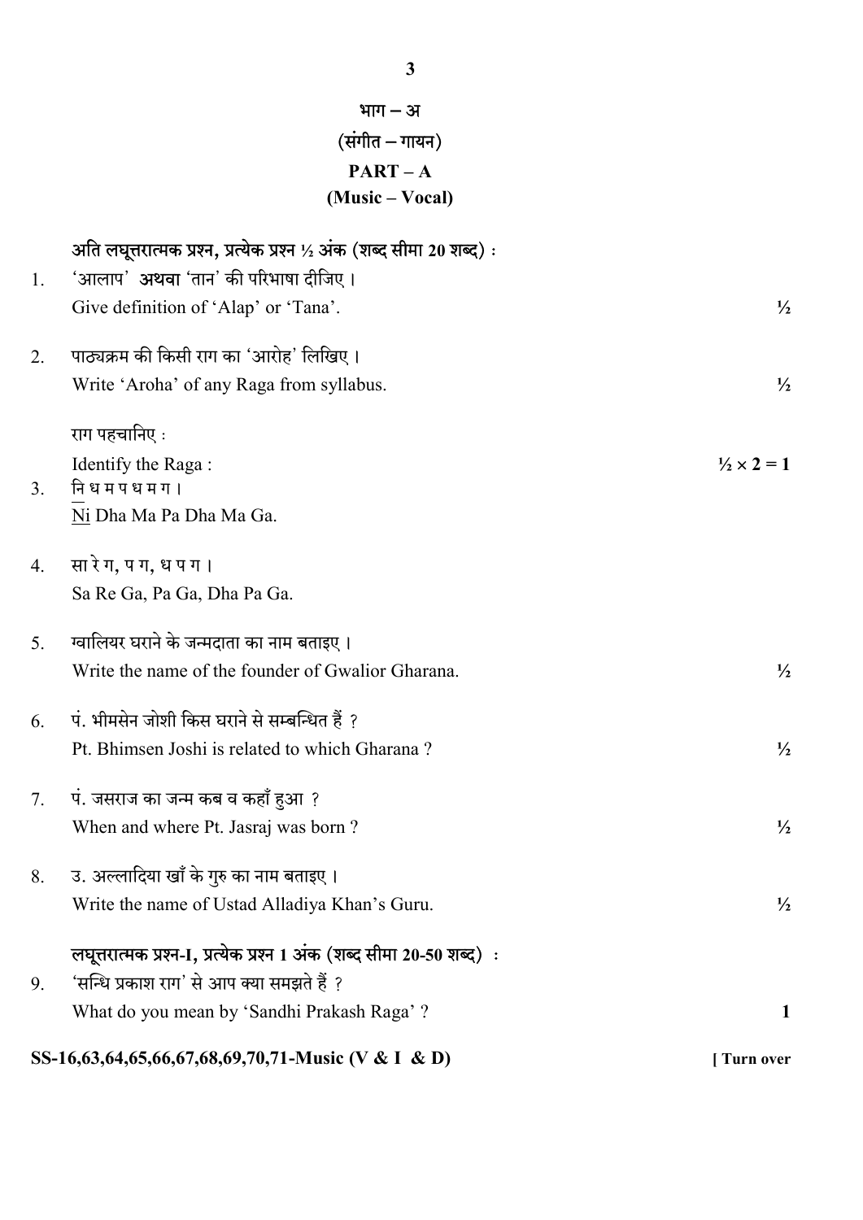# भाग – अ
## (संगीत – गायन)
# PART – A
## (Music – Vocal)

**अति लघूत्तरात्मक प्रश्न, प्रत्येक प्रश्न ½ अंक (शब्द सीमा 20 शब्द) :**

1. 'आलाप' **अथवा** 'तान' की परिभाषा दीजिए।
   Give definition of 'Alap' or 'Tana'. ½

2. पाठ्यक्रम की किसी राग का 'आरोह' लिखिए।
   Write 'Aroha' of any Raga from syllabus. ½

राग पहचानिए :
Identify the Raga : ½ × 2 = 1

3. नि ध म प ध म ग।
   Ni Dha Ma Pa Dha Ma Ga.

4. सा रे ग, प ग, ध प ग।
   Sa Re Ga, Pa Ga, Dha Pa Ga.

5. ग्वालियर घराने के जन्मदाता का नाम बताइए।
   Write the name of the founder of Gwalior Gharana. ½

6. पं. भीमसेन जोशी किस घराने से सम्बन्धित हैं ?
   Pt. Bhimsen Joshi is related to which Gharana ? ½

7. पं. जसराज का जन्म कब व कहाँ हुआ ?
   When and where Pt. Jasraj was born ? ½

8. उ. अल्लादिया खाँ के गुरु का नाम बताइए।
   Write the name of Ustad Alladiya Khan's Guru. ½

**लघूत्तरात्मक प्रश्न-I, प्रत्येक प्रश्न 1 अंक (शब्द सीमा 20-50 शब्द) :**

9. 'सन्धि प्रकाश राग' से आप क्या समझते हैं ?
   What do you mean by 'Sandhi Prakash Raga' ? 1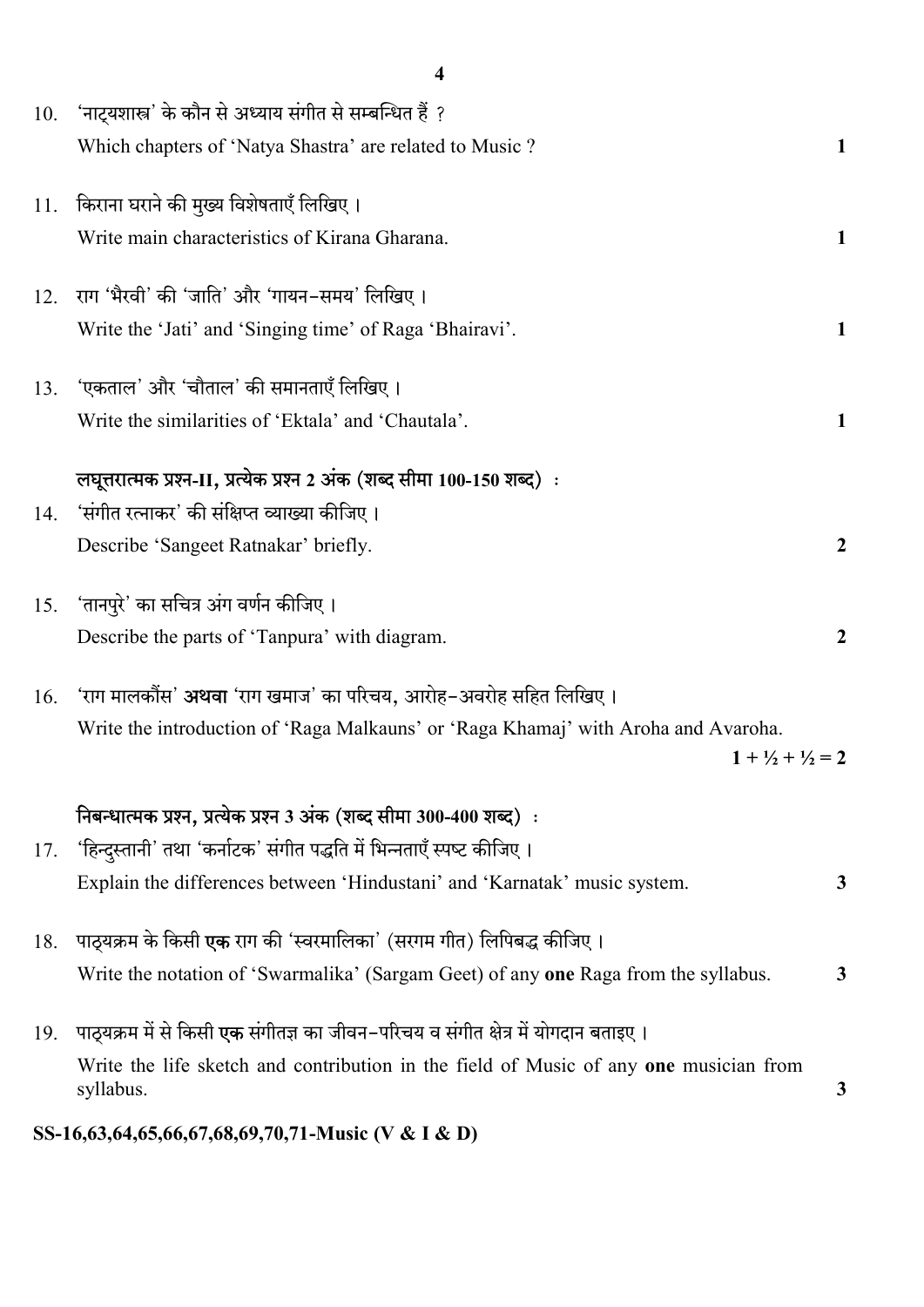10. 'नाट्यशास्त्र' के कौन से अध्याय संगीत से सम्बन्धित हैं ?
    Which chapters of 'Natya Shastra' are related to Music ? **1**

11. किराना घराने की मुख्य विशेषताएँ लिखिए ।
    Write main characteristics of Kirana Gharana. **1**

12. राग 'भैरवी' की 'जाति' और 'गायन–समय' लिखिए ।
    Write the 'Jati' and 'Singing time' of Raga 'Bhairavi'. **1**

13. 'एकताल' और 'चौताल' की समानताएँ लिखिए ।
    Write the similarities of 'Ektala' and 'Chautala'. **1**

**लघूत्तरात्मक प्रश्न-II, प्रत्येक प्रश्न 2 अंक (शब्द सीमा 100-150 शब्द) :**

14. 'संगीत रत्नाकर' की संक्षिप्त व्याख्या कीजिए ।
    Describe 'Sangeet Ratnakar' briefly. **2**

15. 'तानपुरे' का सचित्र अंग वर्णन कीजिए ।
    Describe the parts of 'Tanpura' with diagram. **2**

16. 'राग मालकौंस' **अथवा** 'राग खमाज' का परिचय, आरोह–अवरोह सहित लिखिए ।
    Write the introduction of 'Raga Malkauns' or 'Raga Khamaj' with Aroha and Avaroha. **1 + ½ + ½ = 2**

**निबन्धात्मक प्रश्न, प्रत्येक प्रश्न 3 अंक (शब्द सीमा 300-400 शब्द) :**

17. 'हिन्दुस्तानी' तथा 'कर्नाटक' संगीत पद्धति में भिन्नताएँ स्पष्ट कीजिए ।
    Explain the differences between 'Hindustani' and 'Karnatak' music system. **3**

18. पाठ्यक्रम के किसी **एक** राग की 'स्वरमालिका' (सरगम गीत) लिपिबद्ध कीजिए ।
    Write the notation of 'Swarmalika' (Sargam Geet) of any **one** Raga from the syllabus. **3**

19. पाठ्यक्रम में से किसी **एक** संगीतज्ञ का जीवन–परिचय व संगीत क्षेत्र में योगदान बताइए ।
    Write the life sketch and contribution in the field of Music of any **one** musician from syllabus. **3**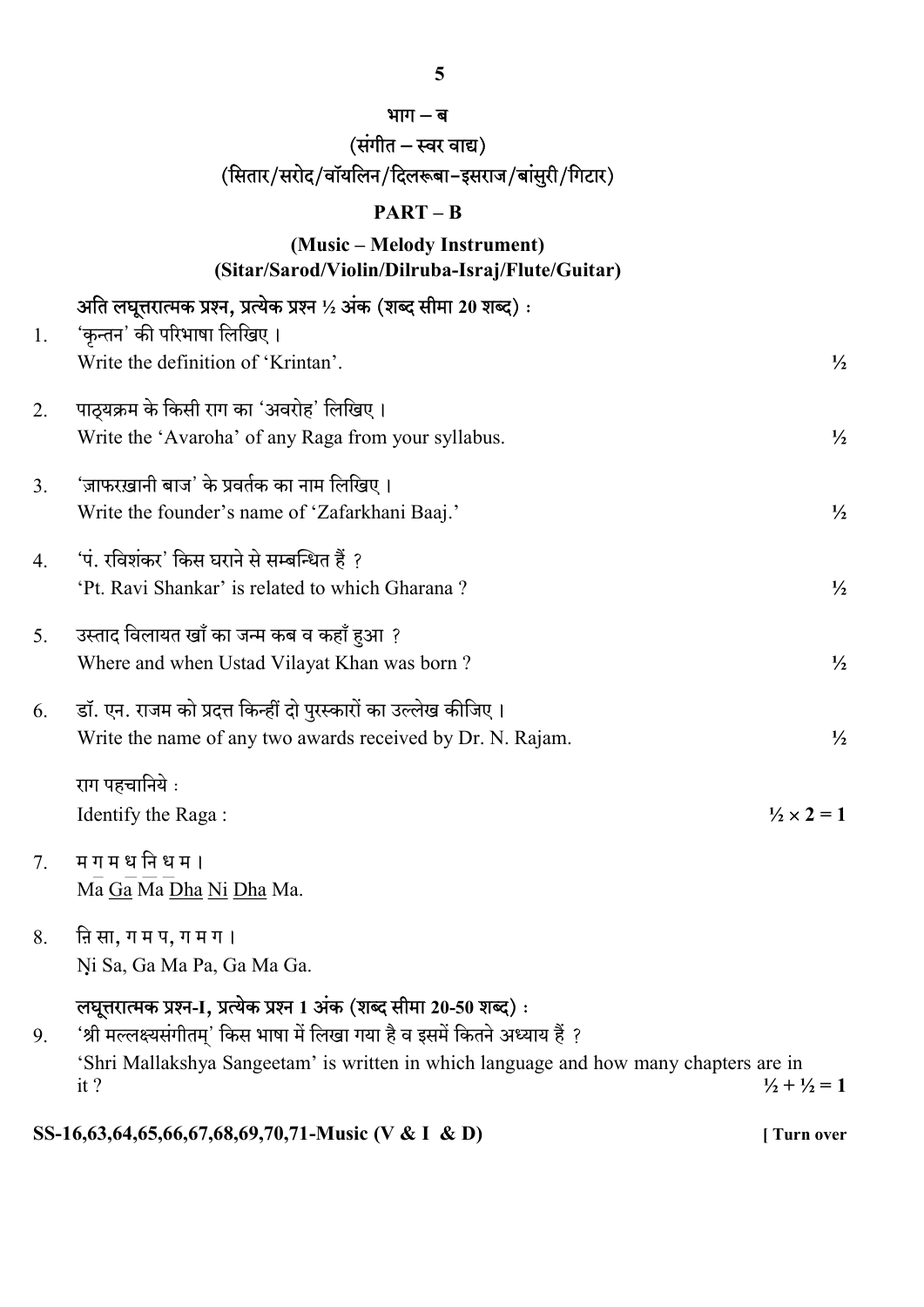## भाग – ब

### (संगीत – स्वर वाद्य)

### (सितार/सरोद/वॉयलिन/दिलरूबा–इसराज/बांसुरी/गिटार)

## PART – B

### (Music – Melody Instrument)

### (Sitar/Sarod/Violin/Dilruba-Israj/Flute/Guitar)

**अति लघूत्तरात्मक प्रश्न, प्रत्येक प्रश्न ½ अंक (शब्द सीमा 20 शब्द) :**

1. ‘कृन्तन’ की परिभाषा लिखिए ।
   Write the definition of ‘Krintan’. ½

2. पाठ्यक्रम के किसी राग का ‘अवरोह’ लिखिए ।
   Write the ‘Avaroha’ of any Raga from your syllabus. ½

3. ‘ज़ाफरख़ानी बाज’ के प्रवर्तक का नाम लिखिए ।
   Write the founder’s name of ‘Zafarkhani Baaj.’ ½

4. ‘पं. रविशंकर’ किस घराने से सम्बन्धित हैं ?
   ‘Pt. Ravi Shankar’ is related to which Gharana ? ½

5. उस्ताद विलायत खाँ का जन्म कब व कहाँ हुआ ?
   Where and when Ustad Vilayat Khan was born ? ½

6. डॉ. एन. राजम को प्रदत्त किन्हीं दो पुरस्कारों का उल्लेख कीजिए ।
   Write the name of any two awards received by Dr. N. Rajam. ½

राग पहचानिये :
Identify the Raga : ½ × 2 = 1

7. म ग॒ म ध॒ नि॒ ध॒ म ।
   Ma <u>Ga</u> Ma <u>Dha</u> <u>Ni</u> <u>Dha</u> Ma.

8. ऩि सा, ग म प, ग म ग ।
   Ṇi Sa, Ga Ma Pa, Ga Ma Ga.

**लघूत्तरात्मक प्रश्न-I, प्रत्येक प्रश्न 1 अंक (शब्द सीमा 20-50 शब्द) :**

9. ‘श्री मल्लक्ष्यसंगीतम्’ किस भाषा में लिखा गया है व इसमें कितने अध्याय हैं ?
   ‘Shri Mallakshya Sangeetam’ is written in which language and how many chapters are in it ? ½ + ½ = 1

SS-16,63,64,65,66,67,68,69,70,71-Music (V & I & D) [ Turn over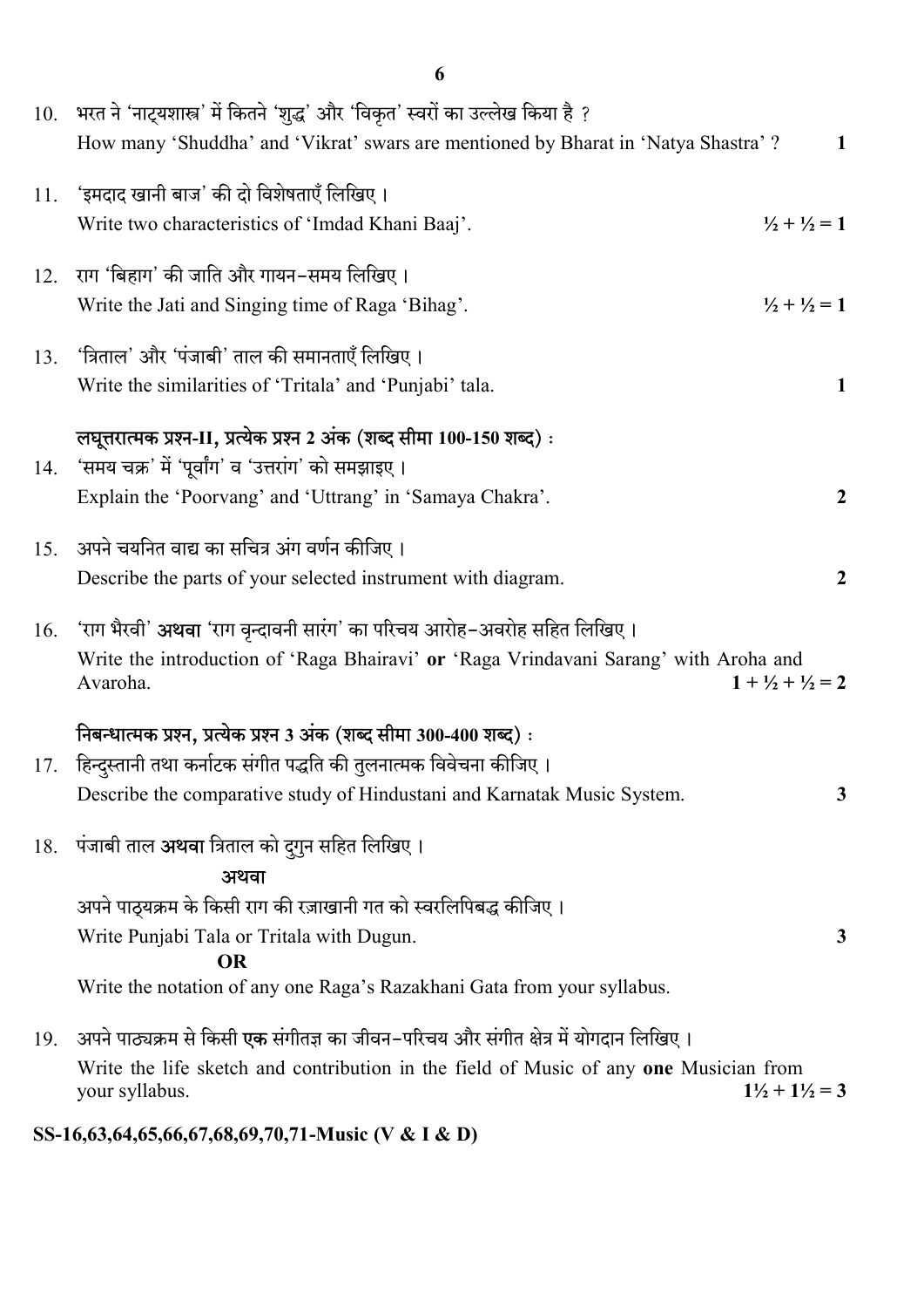10. भरत ने 'नाट्यशास्त्र' में कितने 'शुद्ध' और 'विकृत' स्वरों का उल्लेख किया है ?
    How many 'Shuddha' and 'Vikrat' swars are mentioned by Bharat in 'Natya Shastra' ? **1**

11. 'इमदाद खानी बाज' की दो विशेषताएँ लिखिए ।
    Write two characteristics of 'Imdad Khani Baaj'. **½ + ½ = 1**

12. राग 'बिहाग' की जाति और गायन–समय लिखिए ।
    Write the Jati and Singing time of Raga 'Bihag'. **½ + ½ = 1**

13. 'त्रिताल' और 'पंजाबी' ताल की समानताएँ लिखिए ।
    Write the similarities of 'Tritala' and 'Punjabi' tala. **1**

**लघूत्तरात्मक प्रश्न-II, प्रत्येक प्रश्न 2 अंक (शब्द सीमा 100-150 शब्द) :**

14. 'समय चक्र' में 'पूर्वांग' व 'उत्तरांग' को समझाइए ।
    Explain the 'Poorvang' and 'Uttrang' in 'Samaya Chakra'. **2**

15. अपने चयनित वाद्य का सचित्र अंग वर्णन कीजिए ।
    Describe the parts of your selected instrument with diagram. **2**

16. 'राग भैरवी' **अथवा** 'राग वृन्दावनी सारंग' का परिचय आरोह–अवरोह सहित लिखिए ।
    Write the introduction of 'Raga Bhairavi' **or** 'Raga Vrindavani Sarang' with Aroha and Avaroha. **1 + ½ + ½ = 2**

**निबन्धात्मक प्रश्न, प्रत्येक प्रश्न 3 अंक (शब्द सीमा 300-400 शब्द) :**

17. हिन्दुस्तानी तथा कर्नाटक संगीत पद्धति की तुलनात्मक विवेचना कीजिए ।
    Describe the comparative study of Hindustani and Karnatak Music System. **3**

18. पंजाबी ताल **अथवा** त्रिताल को दुगुन सहित लिखिए ।

    **अथवा**

    अपने पाठ्यक्रम के किसी राग की रज़ाखानी गत को स्वरलिपिबद्ध कीजिए ।

    Write Punjabi Tala or Tritala with Dugun. **3**

    **OR**

    Write the notation of any one Raga's Razakhani Gata from your syllabus.

19. अपने पाठ्यक्रम से किसी **एक** संगीतज्ञ का जीवन–परिचय और संगीत क्षेत्र में योगदान लिखिए ।
    Write the life sketch and contribution in the field of Music of any **one** Musician from your syllabus. **1½ + 1½ = 3**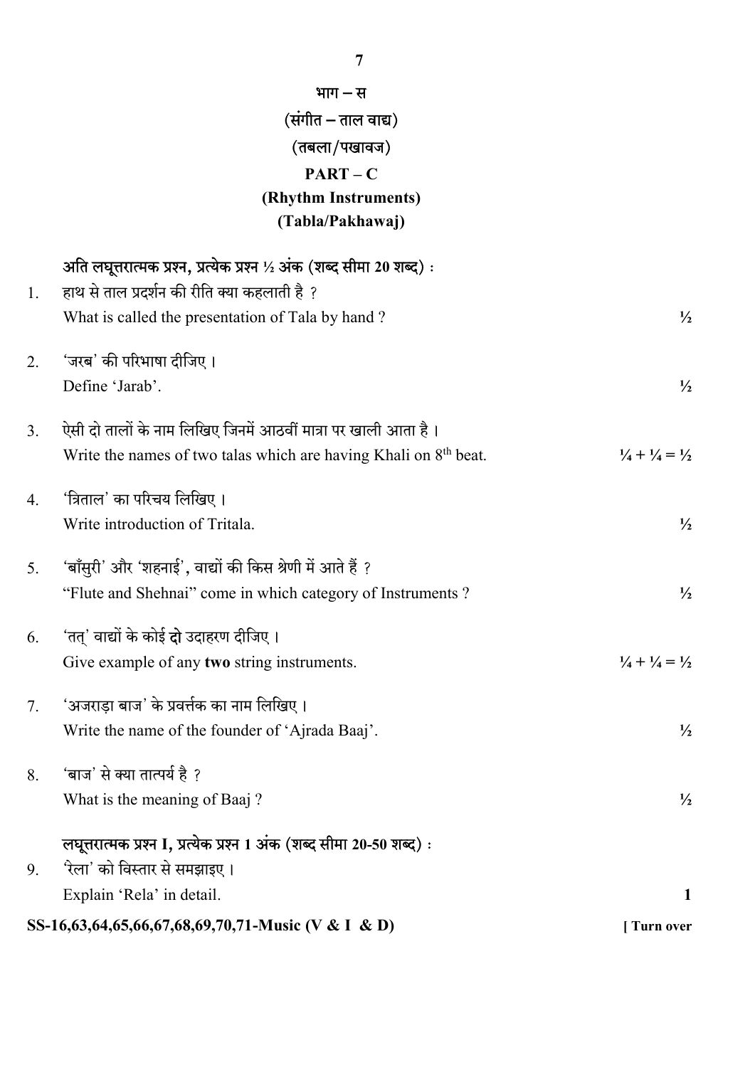## भाग – स
## (संगीत – ताल वाद्य)
## (तबला/पखावज)
## PART – C
## (Rhythm Instruments)
## (Tabla/Pakhawaj)

अति लघूत्तरात्मक प्रश्न, प्रत्येक प्रश्न ½ अंक (शब्द सीमा 20 शब्द) :

1. हाथ से ताल प्रदर्शन की रीति क्या कहलाती है ?
   What is called the presentation of Tala by hand ? ½

2. 'जरब' की परिभाषा दीजिए ।
   Define 'Jarab'. ½

3. ऐसी दो तालों के नाम लिखिए जिनमें आठवीं मात्रा पर खाली आता है ।
   Write the names of two talas which are having Khali on 8th beat. ¼ + ¼ = ½

4. 'त्रिताल' का परिचय लिखिए ।
   Write introduction of Tritala. ½

5. 'बाँसुरी' और 'शहनाई', वाद्यों की किस श्रेणी में आते हैं ?
   "Flute and Shehnai" come in which category of Instruments ? ½

6. 'तत्' वाद्यों के कोई **दो** उदाहरण दीजिए ।
   Give example of any **two** string instruments. ¼ + ¼ = ½

7. 'अजराड़ा बाज' के प्रवर्त्तक का नाम लिखिए ।
   Write the name of the founder of 'Ajrada Baaj'. ½

8. 'बाज' से क्या तात्पर्य है ?
   What is the meaning of Baaj ? ½

लघूत्तरात्मक प्रश्न I, प्रत्येक प्रश्न 1 अंक (शब्द सीमा 20-50 शब्द) :

9. 'रेला' को विस्तार से समझाइए ।
   Explain 'Rela' in detail. **1**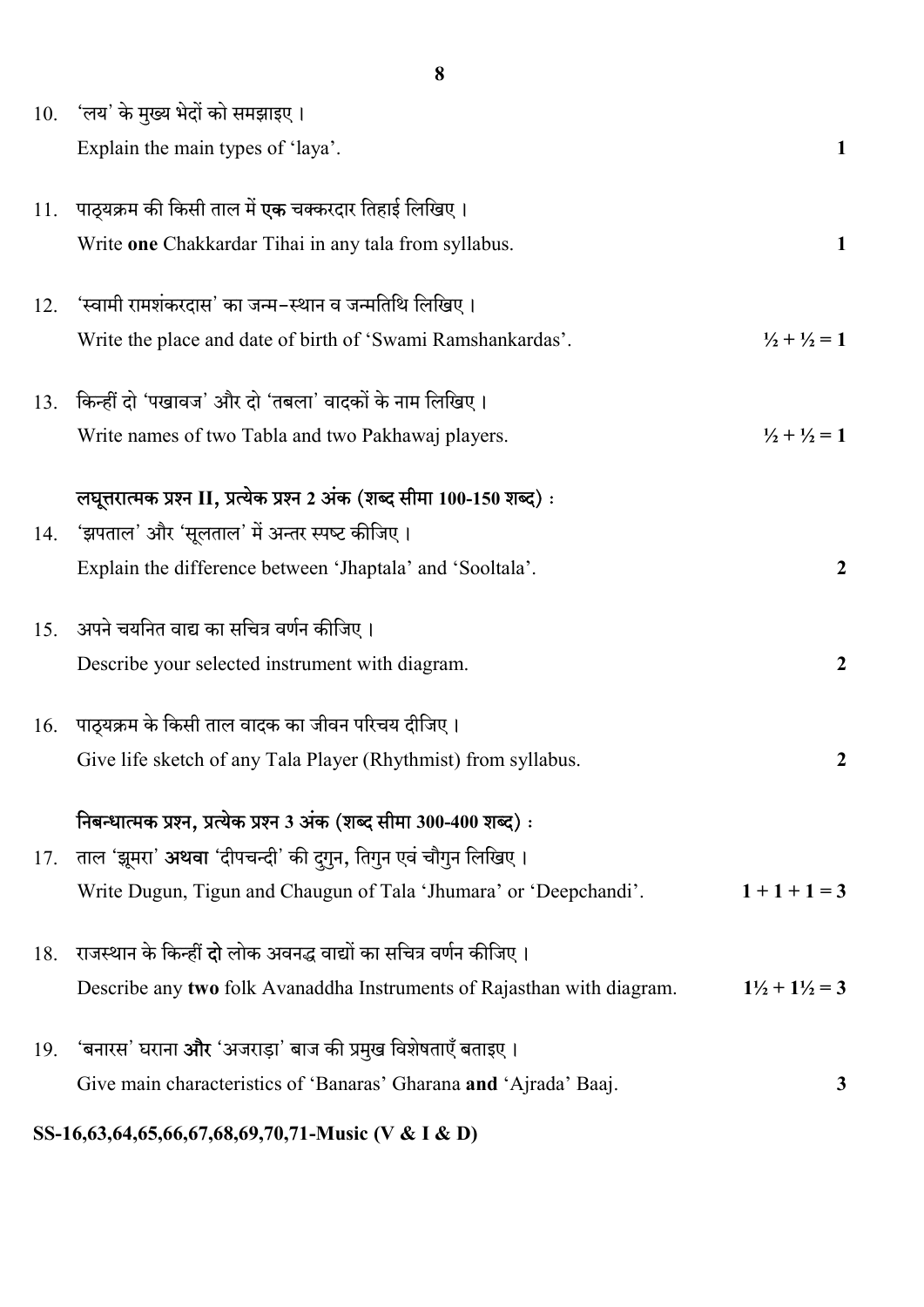10. 'लय' के मुख्य भेदों को समझाइए ।
    Explain the main types of 'laya'. **1**

11. पाठ्यक्रम की किसी ताल में **एक** चक्करदार तिहाई लिखिए ।
    Write **one** Chakkardar Tihai in any tala from syllabus. **1**

12. 'स्वामी रामशंकरदास' का जन्म-स्थान व जन्मतिथि लिखिए ।
    Write the place and date of birth of 'Swami Ramshankardas'. **½ + ½ = 1**

13. किन्हीं दो 'पखावज' और दो 'तबला' वादकों के नाम लिखिए ।
    Write names of two Tabla and two Pakhawaj players. **½ + ½ = 1**

**लघूत्तरात्मक प्रश्न II, प्रत्येक प्रश्न 2 अंक (शब्द सीमा 100-150 शब्द) :**

14. 'झपताल' और 'सूलताल' में अन्तर स्पष्ट कीजिए ।
    Explain the difference between 'Jhaptala' and 'Sooltala'. **2**

15. अपने चयनित वाद्य का सचित्र वर्णन कीजिए ।
    Describe your selected instrument with diagram. **2**

16. पाठ्यक्रम के किसी ताल वादक का जीवन परिचय दीजिए ।
    Give life sketch of any Tala Player (Rhythmist) from syllabus. **2**

**निबन्धात्मक प्रश्न, प्रत्येक प्रश्न 3 अंक (शब्द सीमा 300-400 शब्द) :**

17. ताल 'झूमरा' **अथवा** 'दीपचन्दी' की दुगुन, तिगुन एवं चौगुन लिखिए ।
    Write Dugun, Tigun and Chaugun of Tala 'Jhumara' or 'Deepchandi'. **1 + 1 + 1 = 3**

18. राजस्थान के किन्हीं **दो** लोक अवनद्ध वाद्यों का सचित्र वर्णन कीजिए ।
    Describe any **two** folk Avanaddha Instruments of Rajasthan with diagram. **1½ + 1½ = 3**

19. 'बनारस' घराना **और** 'अजराड़ा' बाज की प्रमुख विशेषताएँ बताइए ।
    Give main characteristics of 'Banaras' Gharana **and** 'Ajrada' Baaj. **3**

**SS-16,63,64,65,66,67,68,69,70,71-Music (V & I & D)**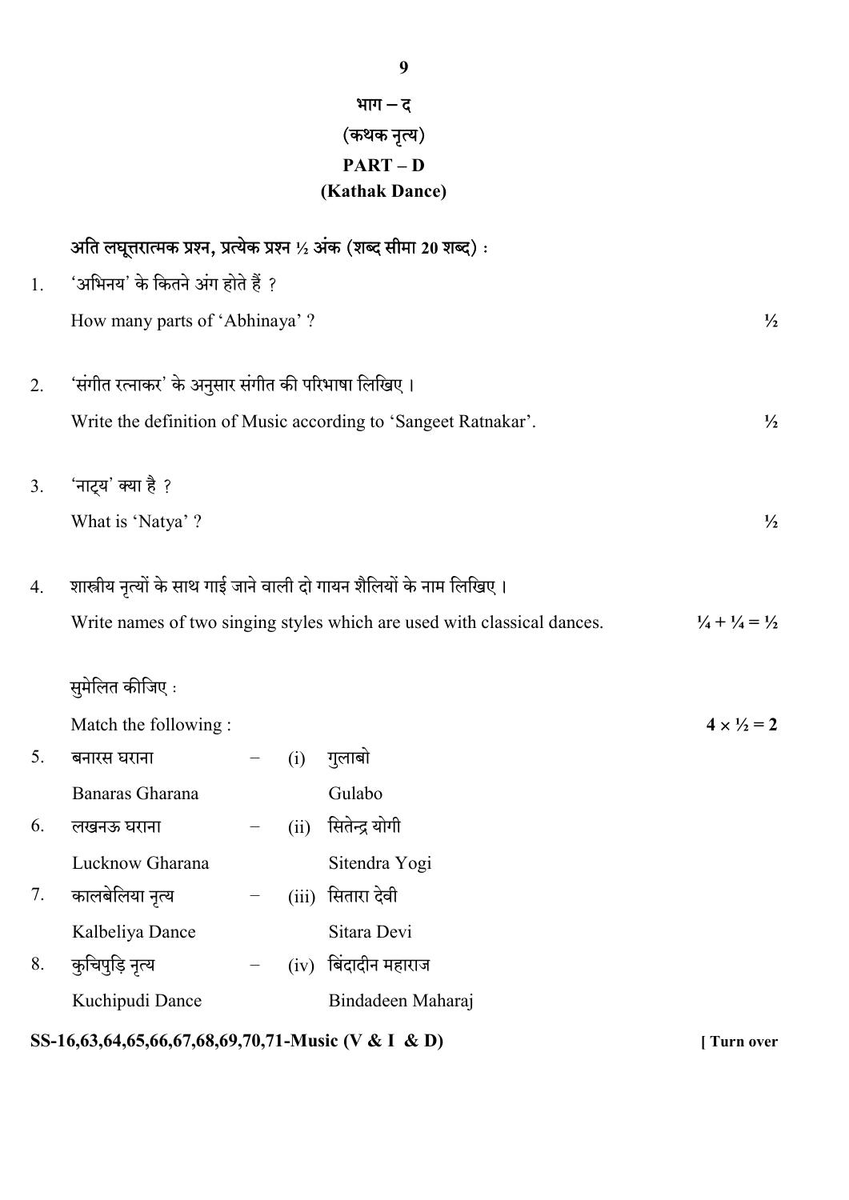## भाग – द
## (कथक नृत्य)
## PART – D
## (Kathak Dance)

**अति लघूत्तरात्मक प्रश्न, प्रत्येक प्रश्न ½ अंक (शब्द सीमा 20 शब्द) :**

1. 'अभिनय' के कितने अंग होते हैं ?

   How many parts of 'Abhinaya' ? ½

2. 'संगीत रत्नाकर' के अनुसार संगीत की परिभाषा लिखिए ।

   Write the definition of Music according to 'Sangeet Ratnakar'. ½

3. 'नाट्य' क्या है ?

   What is 'Natya' ? ½

4. शास्त्रीय नृत्यों के साथ गाई जाने वाली दो गायन शैलियों के नाम लिखिए ।

   Write names of two singing styles which are used with classical dances. ¼ + ¼ = ½

सुमेलित कीजिए :

Match the following : **4 × ½ = 2**

| | | | | |
|---|---|---|---|---|
| 5. | बनारस घराना<br>Banaras Gharana | – | (i) | गुलाबो<br>Gulabo |
| 6. | लखनऊ घराना<br>Lucknow Gharana | – | (ii) | सितेन्द्र योगी<br>Sitendra Yogi |
| 7. | कालबेलिया नृत्य<br>Kalbeliya Dance | – | (iii) | सितारा देवी<br>Sitara Devi |
| 8. | कुचिपुड़ि नृत्य<br>Kuchipudi Dance | – | (iv) | बिंदादीन महाराज<br>Bindadeen Maharaj |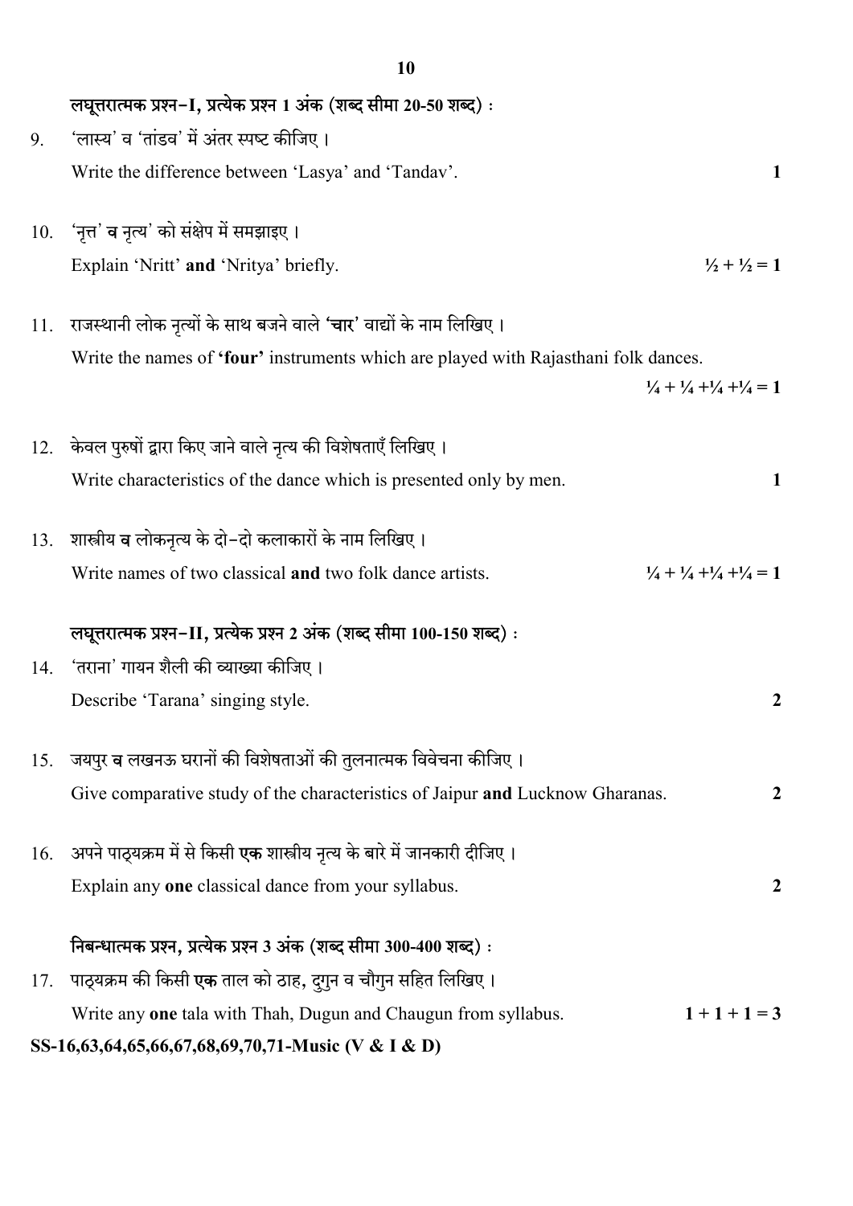**लघूत्तरात्मक प्रश्न–I, प्रत्येक प्रश्न 1 अंक (शब्द सीमा 20-50 शब्द) :**

9. 'लास्य' व 'तांडव' में अंतर स्पष्ट कीजिए ।

   Write the difference between 'Lasya' and 'Tandav'. **1**

10. 'नृत्त' **व** नृत्य' को संक्षेप में समझाइए ।

    Explain 'Nritt' **and** 'Nritya' briefly. **½ + ½ = 1**

11. राजस्थानी लोक नृत्यों के साथ बजने वाले **'चार'** वाद्यों के नाम लिखिए ।

    Write the names of **'four'** instruments which are played with Rajasthani folk dances. **¼ + ¼ +¼ +¼ = 1**

12. केवल पुरुषों द्वारा किए जाने वाले नृत्य की विशेषताएँ लिखिए ।

    Write characteristics of the dance which is presented only by men. **1**

13. शास्त्रीय **व** लोकनृत्य के दो–दो कलाकारों के नाम लिखिए ।

    Write names of two classical **and** two folk dance artists. **¼ + ¼ +¼ +¼ = 1**

**लघूत्तरात्मक प्रश्न–II, प्रत्येक प्रश्न 2 अंक (शब्द सीमा 100-150 शब्द) :**

14. 'तराना' गायन शैली की व्याख्या कीजिए ।

    Describe 'Tarana' singing style. **2**

15. जयपुर **व** लखनऊ घरानों की विशेषताओं की तुलनात्मक विवेचना कीजिए ।

    Give comparative study of the characteristics of Jaipur **and** Lucknow Gharanas. **2**

16. अपने पाठ्यक्रम में से किसी **एक** शास्त्रीय नृत्य के बारे में जानकारी दीजिए ।

    Explain any **one** classical dance from your syllabus. **2**

**निबन्धात्मक प्रश्न, प्रत्येक प्रश्न 3 अंक (शब्द सीमा 300-400 शब्द) :**

17. पाठ्यक्रम की किसी **एक** ताल को ठाह, दुगुन व चौगुन सहित लिखिए ।

    Write any **one** tala with Thah, Dugun and Chaugun from syllabus. **1 + 1 + 1 = 3**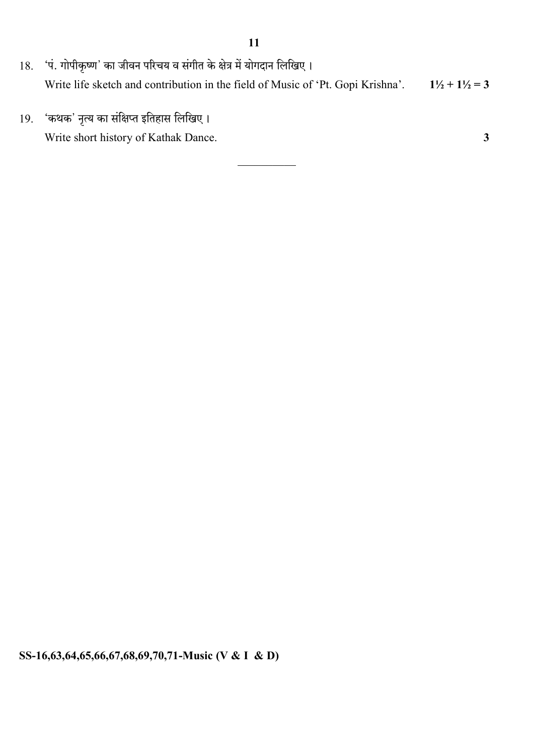18. 'पं. गोपीकृष्ण' का जीवन परिचय व संगीत के क्षेत्र में योगदान लिखिए ।

    Write life sketch and contribution in the field of Music of 'Pt. Gopi Krishna'. **1½ + 1½ = 3**

19. 'कथक' नृत्य का संक्षिप्त इतिहास लिखिए ।

    Write short history of Kathak Dance. **3**

---

**SS-16,63,64,65,66,67,68,69,70,71-Music (V & I & D)**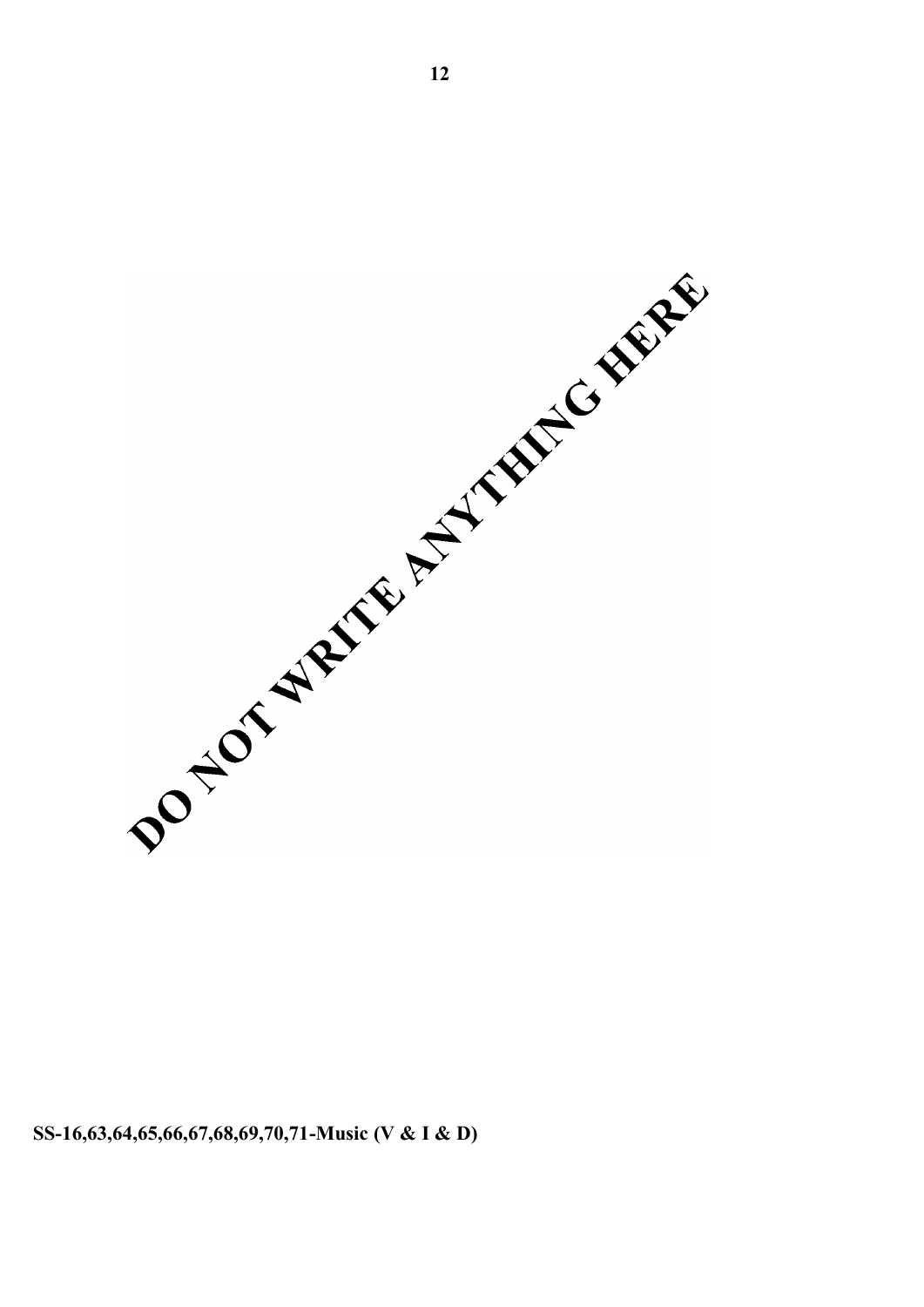DO NOT WRITE ANYTHING HERE